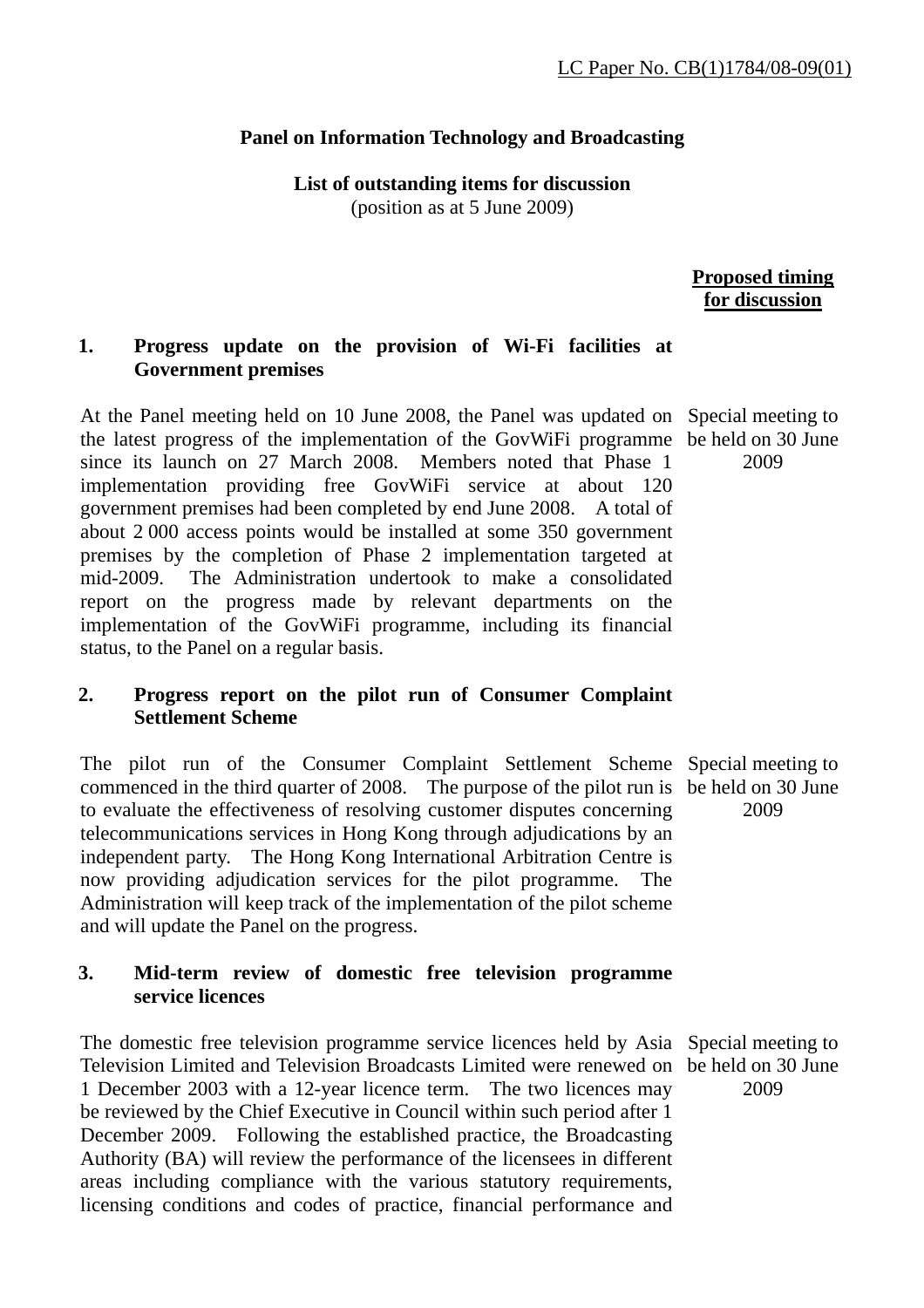LC Paper No. CB(1)1784/08-09(01)

**Panel on Information Technology and Broadcasting**

**List of outstanding items for discussion**
(position as at 5 June 2009)

| | **Proposed timing for discussion** |
|---|---|
| **1. Progress update on the provision of Wi-Fi facilities at Government premises** | |
| At the Panel meeting held on 10 June 2008, the Panel was updated on the latest progress of the implementation of the GovWiFi programme since its launch on 27 March 2008. Members noted that Phase 1 implementation providing free GovWiFi service at about 120 government premises had been completed by end June 2008. A total of about 2 000 access points would be installed at some 350 government premises by the completion of Phase 2 implementation targeted at mid-2009. The Administration undertook to make a consolidated report on the progress made by relevant departments on the implementation of the GovWiFi programme, including its financial status, to the Panel on a regular basis. | Special meeting to be held on 30 June 2009 |
| **2. Progress report on the pilot run of Consumer Complaint Settlement Scheme** | |
| The pilot run of the Consumer Complaint Settlement Scheme commenced in the third quarter of 2008. The purpose of the pilot run is to evaluate the effectiveness of resolving customer disputes concerning telecommunications services in Hong Kong through adjudications by an independent party. The Hong Kong International Arbitration Centre is now providing adjudication services for the pilot programme. The Administration will keep track of the implementation of the pilot scheme and will update the Panel on the progress. | Special meeting to be held on 30 June 2009 |
| **3. Mid-term review of domestic free television programme service licences** | |
| The domestic free television programme service licences held by Asia Television Limited and Television Broadcasts Limited were renewed on 1 December 2003 with a 12-year licence term. The two licences may be reviewed by the Chief Executive in Council within such period after 1 December 2009. Following the established practice, the Broadcasting Authority (BA) will review the performance of the licensees in different areas including compliance with the various statutory requirements, licensing conditions and codes of practice, financial performance and | Special meeting to be held on 30 June 2009 |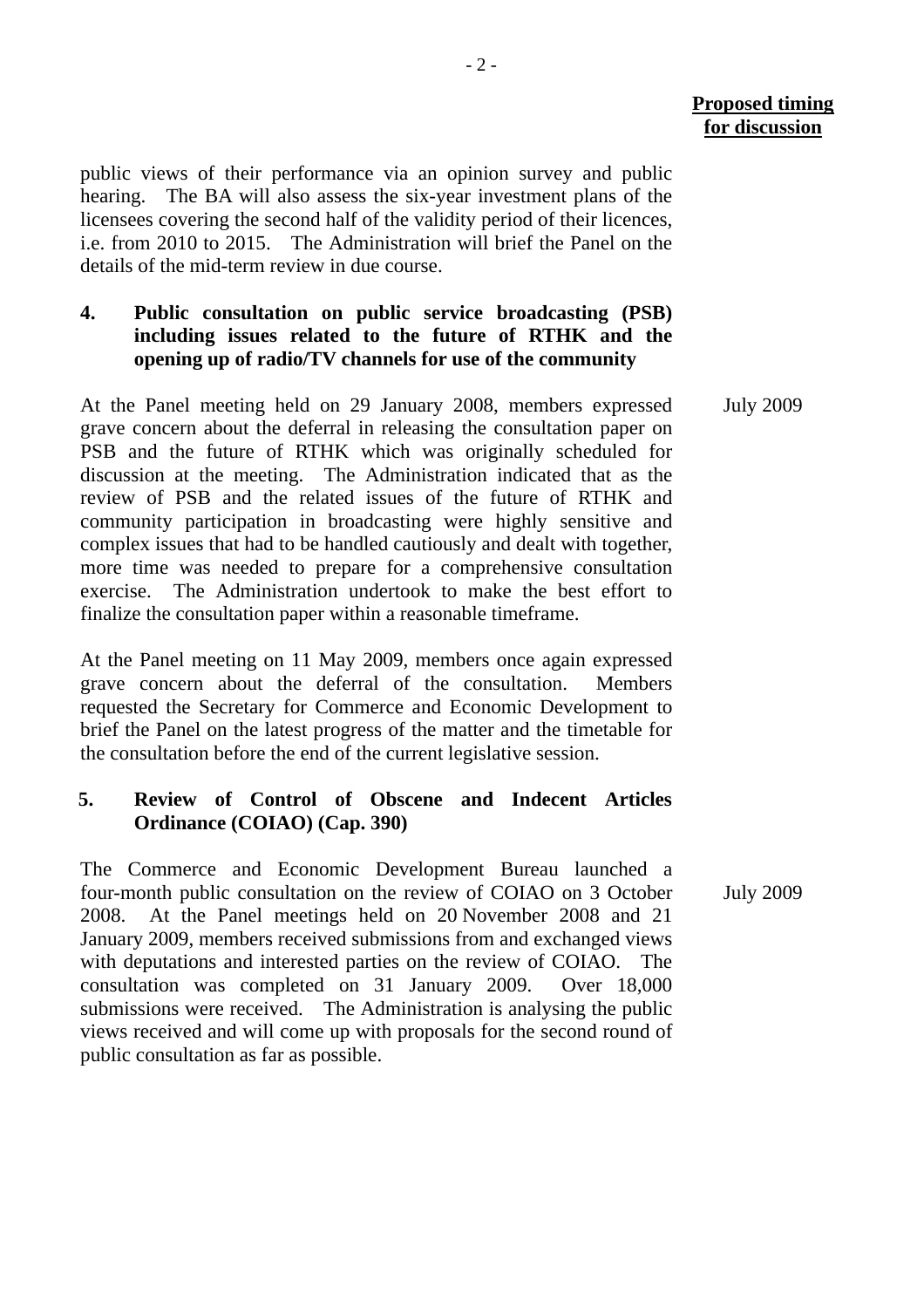**Proposed timing for discussion**

public views of their performance via an opinion survey and public hearing. The BA will also assess the six-year investment plans of the licensees covering the second half of the validity period of their licences, i.e. from 2010 to 2015. The Administration will brief the Panel on the details of the mid-term review in due course.

**4. Public consultation on public service broadcasting (PSB) including issues related to the future of RTHK and the opening up of radio/TV channels for use of the community**

At the Panel meeting held on 29 January 2008, members expressed grave concern about the deferral in releasing the consultation paper on PSB and the future of RTHK which was originally scheduled for discussion at the meeting. The Administration indicated that as the review of PSB and the related issues of the future of RTHK and community participation in broadcasting were highly sensitive and complex issues that had to be handled cautiously and dealt with together, more time was needed to prepare for a comprehensive consultation exercise. The Administration undertook to make the best effort to finalize the consultation paper within a reasonable timeframe.

July 2009

At the Panel meeting on 11 May 2009, members once again expressed grave concern about the deferral of the consultation. Members requested the Secretary for Commerce and Economic Development to brief the Panel on the latest progress of the matter and the timetable for the consultation before the end of the current legislative session.

**5. Review of Control of Obscene and Indecent Articles Ordinance (COIAO) (Cap. 390)**

The Commerce and Economic Development Bureau launched a four-month public consultation on the review of COIAO on 3 October 2008. At the Panel meetings held on 20 November 2008 and 21 January 2009, members received submissions from and exchanged views with deputations and interested parties on the review of COIAO. The consultation was completed on 31 January 2009. Over 18,000 submissions were received. The Administration is analysing the public views received and will come up with proposals for the second round of public consultation as far as possible.

July 2009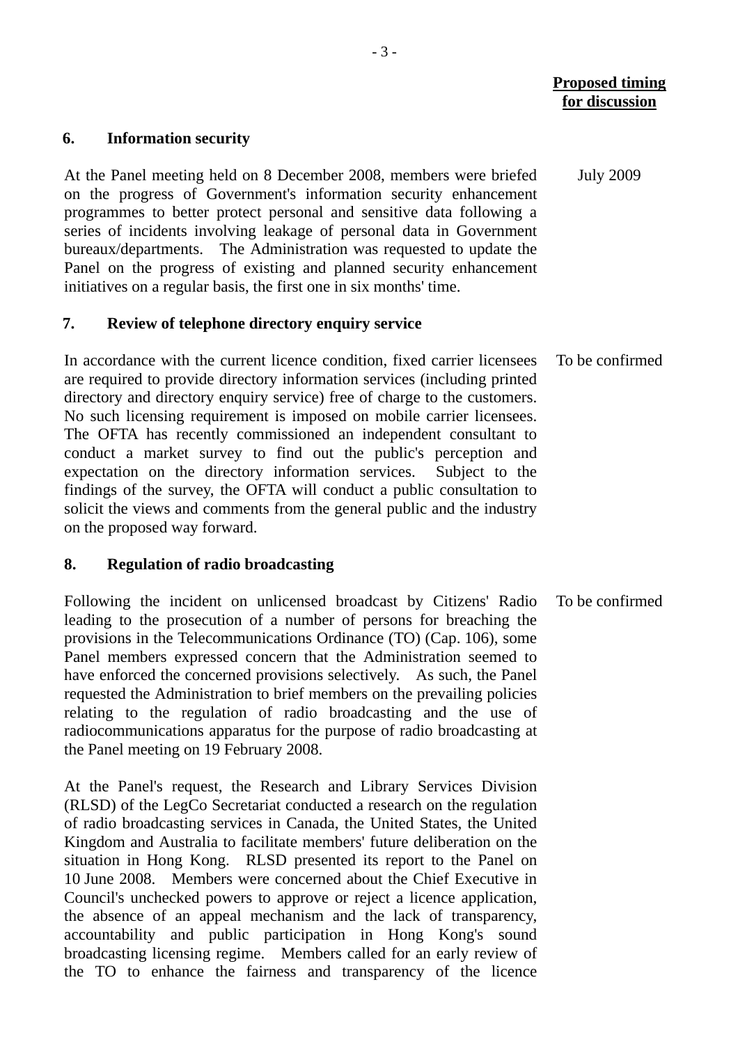**Proposed timing for discussion**

**6. Information security**

At the Panel meeting held on 8 December 2008, members were briefed on the progress of Government's information security enhancement programmes to better protect personal and sensitive data following a series of incidents involving leakage of personal data in Government bureaux/departments. The Administration was requested to update the Panel on the progress of existing and planned security enhancement initiatives on a regular basis, the first one in six months' time.

July 2009

**7. Review of telephone directory enquiry service**

In accordance with the current licence condition, fixed carrier licensees are required to provide directory information services (including printed directory and directory enquiry service) free of charge to the customers. No such licensing requirement is imposed on mobile carrier licensees. The OFTA has recently commissioned an independent consultant to conduct a market survey to find out the public's perception and expectation on the directory information services. Subject to the findings of the survey, the OFTA will conduct a public consultation to solicit the views and comments from the general public and the industry on the proposed way forward.

To be confirmed

**8. Regulation of radio broadcasting**

Following the incident on unlicensed broadcast by Citizens' Radio leading to the prosecution of a number of persons for breaching the provisions in the Telecommunications Ordinance (TO) (Cap. 106), some Panel members expressed concern that the Administration seemed to have enforced the concerned provisions selectively. As such, the Panel requested the Administration to brief members on the prevailing policies relating to the regulation of radio broadcasting and the use of radiocommunications apparatus for the purpose of radio broadcasting at the Panel meeting on 19 February 2008.

To be confirmed

At the Panel's request, the Research and Library Services Division (RLSD) of the LegCo Secretariat conducted a research on the regulation of radio broadcasting services in Canada, the United States, the United Kingdom and Australia to facilitate members' future deliberation on the situation in Hong Kong. RLSD presented its report to the Panel on 10 June 2008. Members were concerned about the Chief Executive in Council's unchecked powers to approve or reject a licence application, the absence of an appeal mechanism and the lack of transparency, accountability and public participation in Hong Kong's sound broadcasting licensing regime. Members called for an early review of the TO to enhance the fairness and transparency of the licence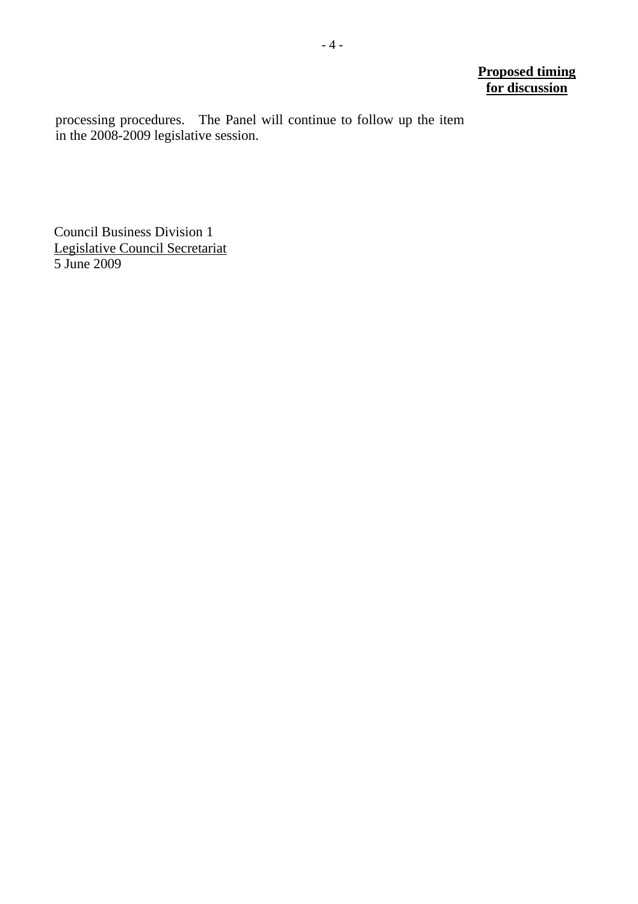**Proposed timing for discussion**

processing procedures. The Panel will continue to follow up the item in the 2008-2009 legislative session.

Council Business Division 1
Legislative Council Secretariat
5 June 2009